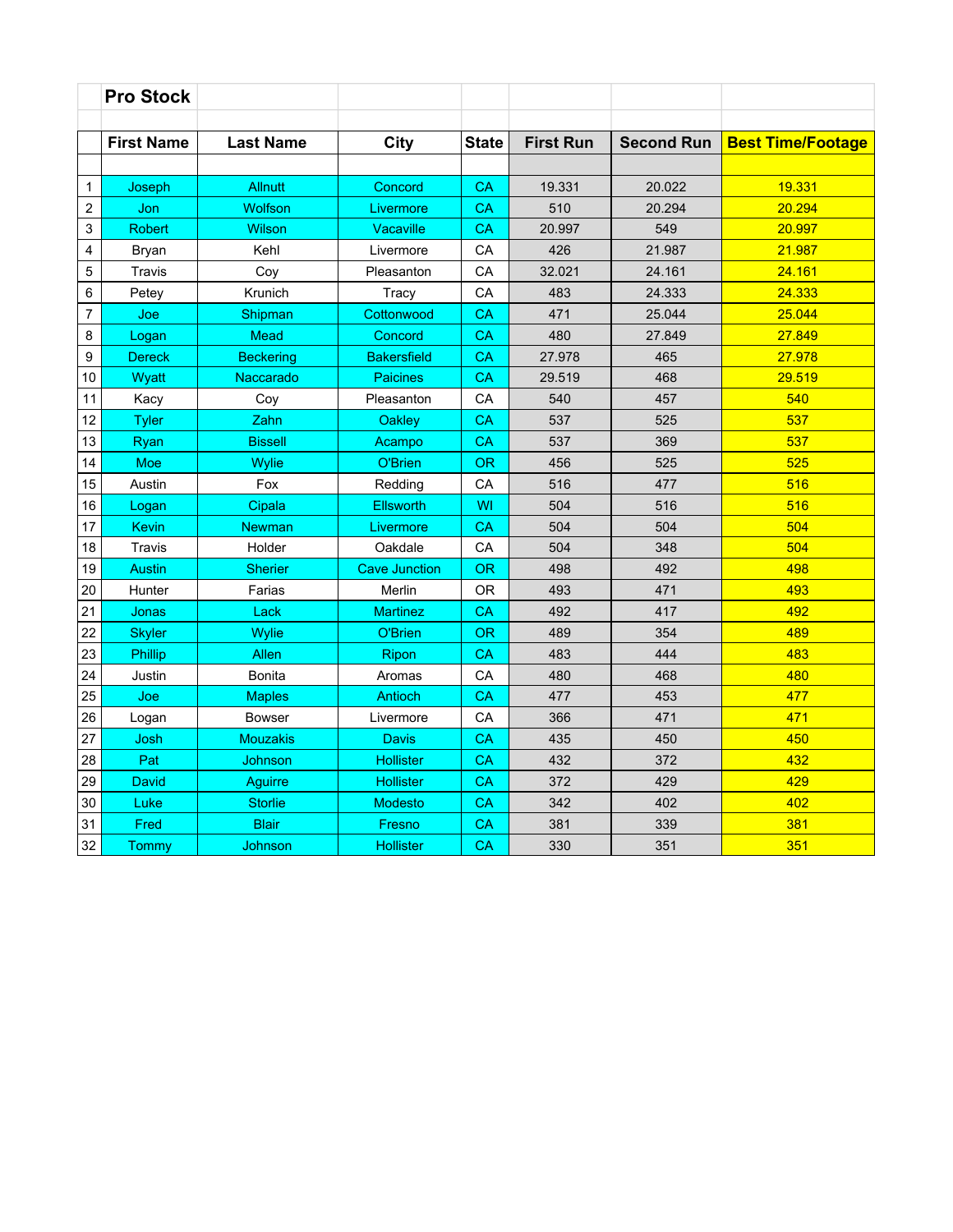## Pro Stock

| | First Name | Last Name | City | State | First Run | Second Run | Best Time/Footage |
|---|---|---|---|---|---|---|---|
| 1 | Joseph | Allnutt | Concord | CA | 19.331 | 20.022 | 19.331 |
| 2 | Jon | Wolfson | Livermore | CA | 510 | 20.294 | 20.294 |
| 3 | Robert | Wilson | Vacaville | CA | 20.997 | 549 | 20.997 |
| 4 | Bryan | Kehl | Livermore | CA | 426 | 21.987 | 21.987 |
| 5 | Travis | Coy | Pleasanton | CA | 32.021 | 24.161 | 24.161 |
| 6 | Petey | Krunich | Tracy | CA | 483 | 24.333 | 24.333 |
| 7 | Joe | Shipman | Cottonwood | CA | 471 | 25.044 | 25.044 |
| 8 | Logan | Mead | Concord | CA | 480 | 27.849 | 27.849 |
| 9 | Dereck | Beckering | Bakersfield | CA | 27.978 | 465 | 27.978 |
| 10 | Wyatt | Naccarado | Paicines | CA | 29.519 | 468 | 29.519 |
| 11 | Kacy | Coy | Pleasanton | CA | 540 | 457 | 540 |
| 12 | Tyler | Zahn | Oakley | CA | 537 | 525 | 537 |
| 13 | Ryan | Bissell | Acampo | CA | 537 | 369 | 537 |
| 14 | Moe | Wylie | O'Brien | OR | 456 | 525 | 525 |
| 15 | Austin | Fox | Redding | CA | 516 | 477 | 516 |
| 16 | Logan | Cipala | Ellsworth | WI | 504 | 516 | 516 |
| 17 | Kevin | Newman | Livermore | CA | 504 | 504 | 504 |
| 18 | Travis | Holder | Oakdale | CA | 504 | 348 | 504 |
| 19 | Austin | Sherier | Cave Junction | OR | 498 | 492 | 498 |
| 20 | Hunter | Farias | Merlin | OR | 493 | 471 | 493 |
| 21 | Jonas | Lack | Martinez | CA | 492 | 417 | 492 |
| 22 | Skyler | Wylie | O'Brien | OR | 489 | 354 | 489 |
| 23 | Phillip | Allen | Ripon | CA | 483 | 444 | 483 |
| 24 | Justin | Bonita | Aromas | CA | 480 | 468 | 480 |
| 25 | Joe | Maples | Antioch | CA | 477 | 453 | 477 |
| 26 | Logan | Bowser | Livermore | CA | 366 | 471 | 471 |
| 27 | Josh | Mouzakis | Davis | CA | 435 | 450 | 450 |
| 28 | Pat | Johnson | Hollister | CA | 432 | 372 | 432 |
| 29 | David | Aguirre | Hollister | CA | 372 | 429 | 429 |
| 30 | Luke | Storlie | Modesto | CA | 342 | 402 | 402 |
| 31 | Fred | Blair | Fresno | CA | 381 | 339 | 381 |
| 32 | Tommy | Johnson | Hollister | CA | 330 | 351 | 351 |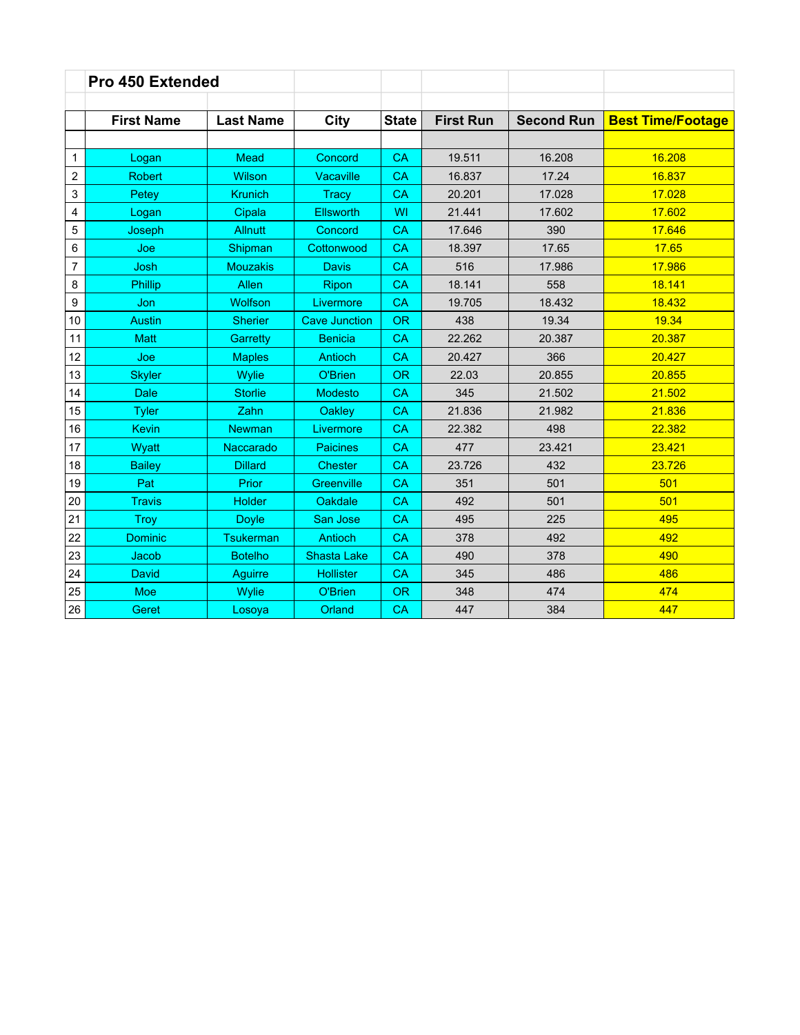## Pro 450 Extended

| | First Name | Last Name | City | State | First Run | Second Run | Best Time/Footage |
|---|---|---|---|---|---|---|---|
| 1 | Logan | Mead | Concord | CA | 19.511 | 16.208 | 16.208 |
| 2 | Robert | Wilson | Vacaville | CA | 16.837 | 17.24 | 16.837 |
| 3 | Petey | Krunich | Tracy | CA | 20.201 | 17.028 | 17.028 |
| 4 | Logan | Cipala | Ellsworth | WI | 21.441 | 17.602 | 17.602 |
| 5 | Joseph | Allnutt | Concord | CA | 17.646 | 390 | 17.646 |
| 6 | Joe | Shipman | Cottonwood | CA | 18.397 | 17.65 | 17.65 |
| 7 | Josh | Mouzakis | Davis | CA | 516 | 17.986 | 17.986 |
| 8 | Phillip | Allen | Ripon | CA | 18.141 | 558 | 18.141 |
| 9 | Jon | Wolfson | Livermore | CA | 19.705 | 18.432 | 18.432 |
| 10 | Austin | Sherier | Cave Junction | OR | 438 | 19.34 | 19.34 |
| 11 | Matt | Garretty | Benicia | CA | 22.262 | 20.387 | 20.387 |
| 12 | Joe | Maples | Antioch | CA | 20.427 | 366 | 20.427 |
| 13 | Skyler | Wylie | O'Brien | OR | 22.03 | 20.855 | 20.855 |
| 14 | Dale | Storlie | Modesto | CA | 345 | 21.502 | 21.502 |
| 15 | Tyler | Zahn | Oakley | CA | 21.836 | 21.982 | 21.836 |
| 16 | Kevin | Newman | Livermore | CA | 22.382 | 498 | 22.382 |
| 17 | Wyatt | Naccarado | Paicines | CA | 477 | 23.421 | 23.421 |
| 18 | Bailey | Dillard | Chester | CA | 23.726 | 432 | 23.726 |
| 19 | Pat | Prior | Greenville | CA | 351 | 501 | 501 |
| 20 | Travis | Holder | Oakdale | CA | 492 | 501 | 501 |
| 21 | Troy | Doyle | San Jose | CA | 495 | 225 | 495 |
| 22 | Dominic | Tsukerman | Antioch | CA | 378 | 492 | 492 |
| 23 | Jacob | Botelho | Shasta Lake | CA | 490 | 378 | 490 |
| 24 | David | Aguirre | Hollister | CA | 345 | 486 | 486 |
| 25 | Moe | Wylie | O'Brien | OR | 348 | 474 | 474 |
| 26 | Geret | Losoya | Orland | CA | 447 | 384 | 447 |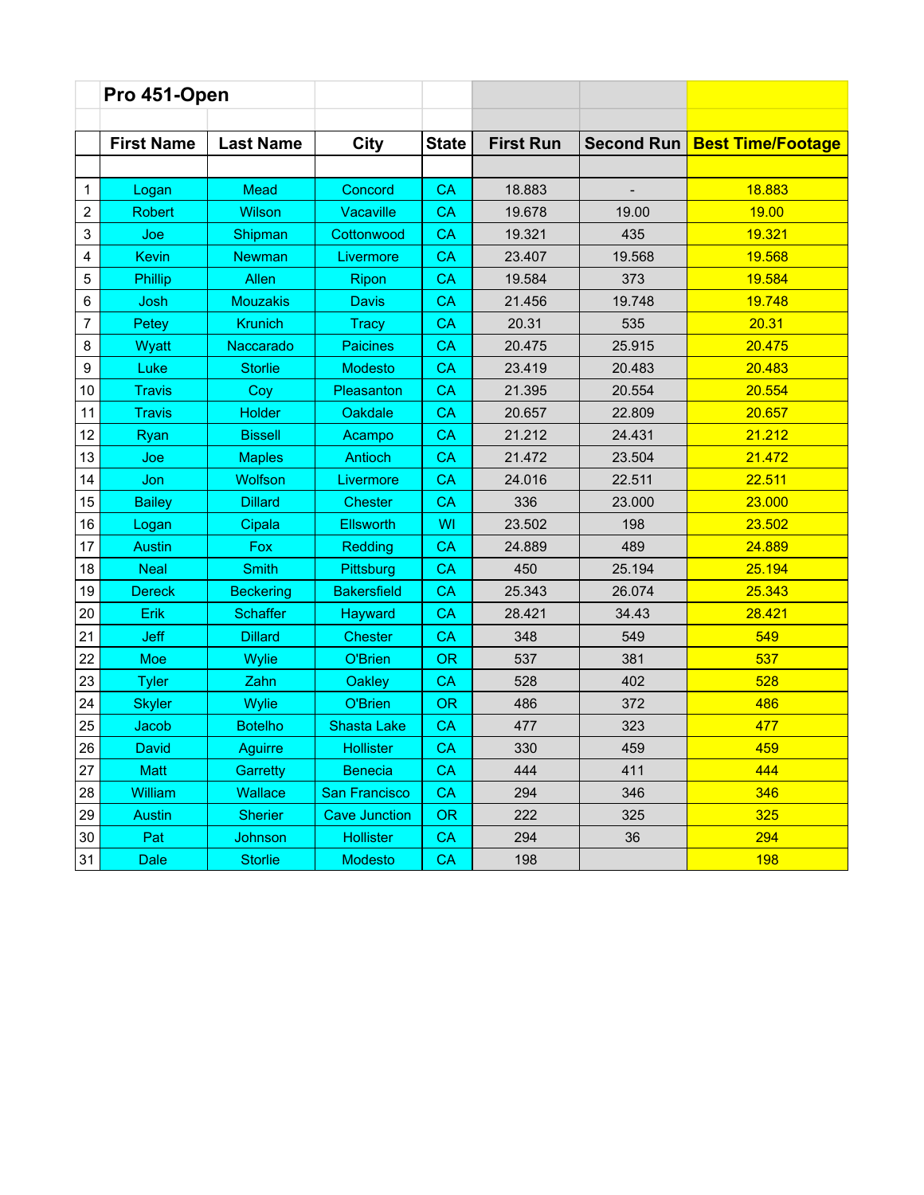## Pro 451-Open

| | First Name | Last Name | City | State | First Run | Second Run | Best Time/Footage |
|---|---|---|---|---|---|---|---|
| 1 | Logan | Mead | Concord | CA | 18.883 | - | 18.883 |
| 2 | Robert | Wilson | Vacaville | CA | 19.678 | 19.00 | 19.00 |
| 3 | Joe | Shipman | Cottonwood | CA | 19.321 | 435 | 19.321 |
| 4 | Kevin | Newman | Livermore | CA | 23.407 | 19.568 | 19.568 |
| 5 | Phillip | Allen | Ripon | CA | 19.584 | 373 | 19.584 |
| 6 | Josh | Mouzakis | Davis | CA | 21.456 | 19.748 | 19.748 |
| 7 | Petey | Krunich | Tracy | CA | 20.31 | 535 | 20.31 |
| 8 | Wyatt | Naccarado | Paicines | CA | 20.475 | 25.915 | 20.475 |
| 9 | Luke | Storlie | Modesto | CA | 23.419 | 20.483 | 20.483 |
| 10 | Travis | Coy | Pleasanton | CA | 21.395 | 20.554 | 20.554 |
| 11 | Travis | Holder | Oakdale | CA | 20.657 | 22.809 | 20.657 |
| 12 | Ryan | Bissell | Acampo | CA | 21.212 | 24.431 | 21.212 |
| 13 | Joe | Maples | Antioch | CA | 21.472 | 23.504 | 21.472 |
| 14 | Jon | Wolfson | Livermore | CA | 24.016 | 22.511 | 22.511 |
| 15 | Bailey | Dillard | Chester | CA | 336 | 23.000 | 23.000 |
| 16 | Logan | Cipala | Ellsworth | WI | 23.502 | 198 | 23.502 |
| 17 | Austin | Fox | Redding | CA | 24.889 | 489 | 24.889 |
| 18 | Neal | Smith | Pittsburg | CA | 450 | 25.194 | 25.194 |
| 19 | Dereck | Beckering | Bakersfield | CA | 25.343 | 26.074 | 25.343 |
| 20 | Erik | Schaffer | Hayward | CA | 28.421 | 34.43 | 28.421 |
| 21 | Jeff | Dillard | Chester | CA | 348 | 549 | 549 |
| 22 | Moe | Wylie | O'Brien | OR | 537 | 381 | 537 |
| 23 | Tyler | Zahn | Oakley | CA | 528 | 402 | 528 |
| 24 | Skyler | Wylie | O'Brien | OR | 486 | 372 | 486 |
| 25 | Jacob | Botelho | Shasta Lake | CA | 477 | 323 | 477 |
| 26 | David | Aguirre | Hollister | CA | 330 | 459 | 459 |
| 27 | Matt | Garretty | Benecia | CA | 444 | 411 | 444 |
| 28 | William | Wallace | San Francisco | CA | 294 | 346 | 346 |
| 29 | Austin | Sherier | Cave Junction | OR | 222 | 325 | 325 |
| 30 | Pat | Johnson | Hollister | CA | 294 | 36 | 294 |
| 31 | Dale | Storlie | Modesto | CA | 198 | | 198 |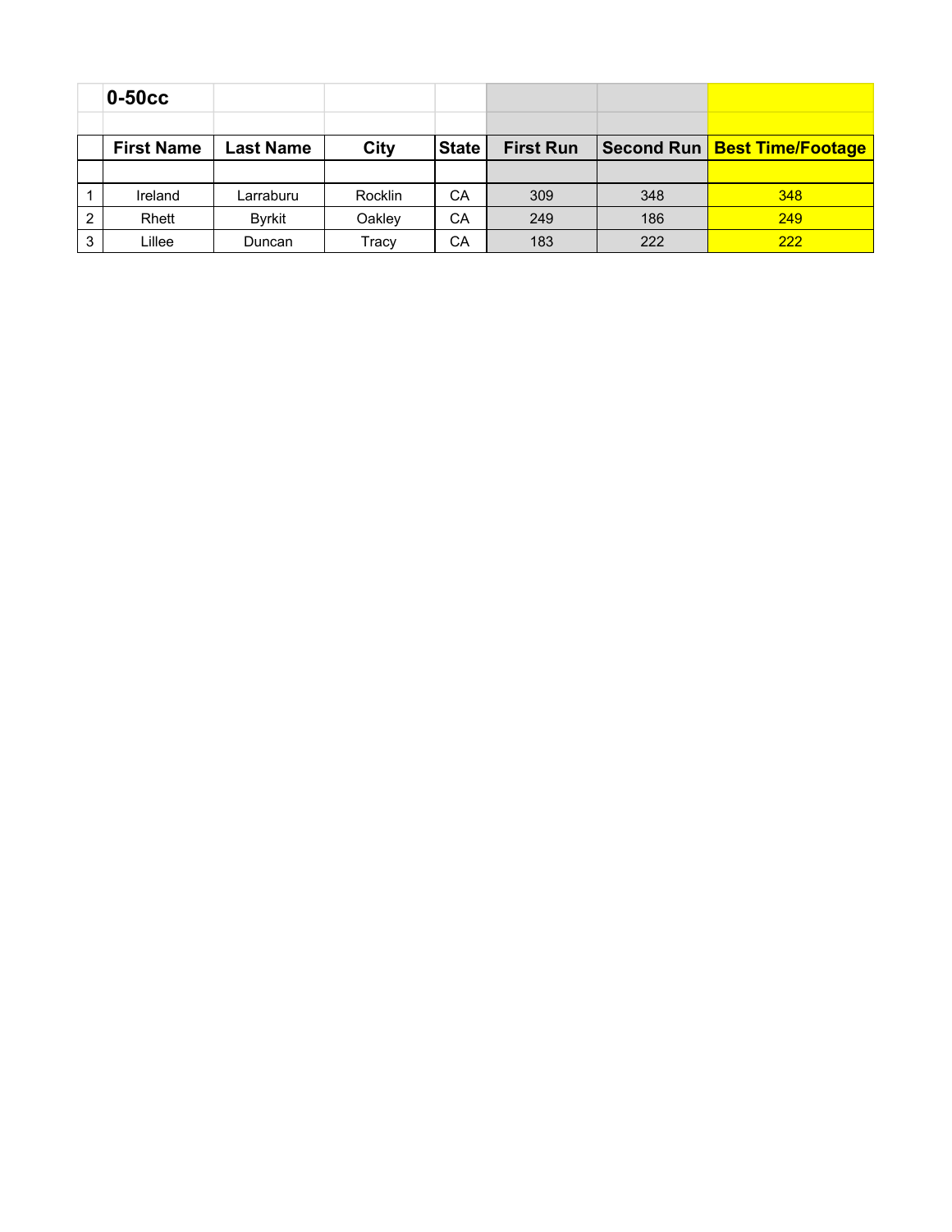## 0-50cc

| | First Name | Last Name | City | State | First Run | Second Run | Best Time/Footage |
|---|---|---|---|---|---|---|---|
| 1 | Ireland | Larraburu | Rocklin | CA | 309 | 348 | 348 |
| 2 | Rhett | Byrkit | Oakley | CA | 249 | 186 | 249 |
| 3 | Lillee | Duncan | Tracy | CA | 183 | 222 | 222 |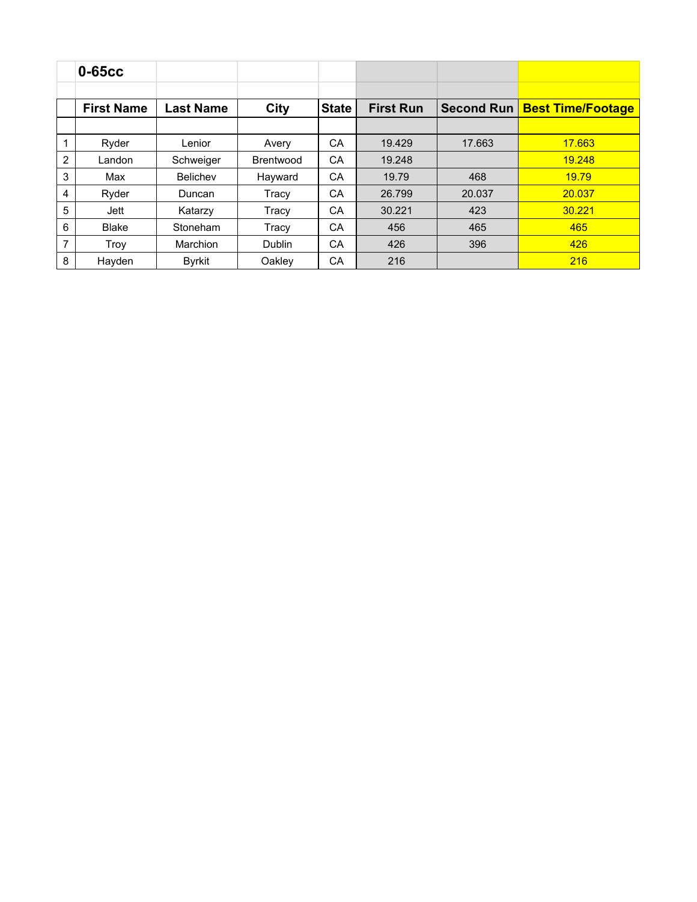## 0-65cc

| | First Name | Last Name | City | State | First Run | Second Run | Best Time/Footage |
|---|---|---|---|---|---|---|---|
| 1 | Ryder | Lenior | Avery | CA | 19.429 | 17.663 | 17.663 |
| 2 | Landon | Schweiger | Brentwood | CA | 19.248 | | 19.248 |
| 3 | Max | Belichev | Hayward | CA | 19.79 | 468 | 19.79 |
| 4 | Ryder | Duncan | Tracy | CA | 26.799 | 20.037 | 20.037 |
| 5 | Jett | Katarzy | Tracy | CA | 30.221 | 423 | 30.221 |
| 6 | Blake | Stoneham | Tracy | CA | 456 | 465 | 465 |
| 7 | Troy | Marchion | Dublin | CA | 426 | 396 | 426 |
| 8 | Hayden | Byrkit | Oakley | CA | 216 | | 216 |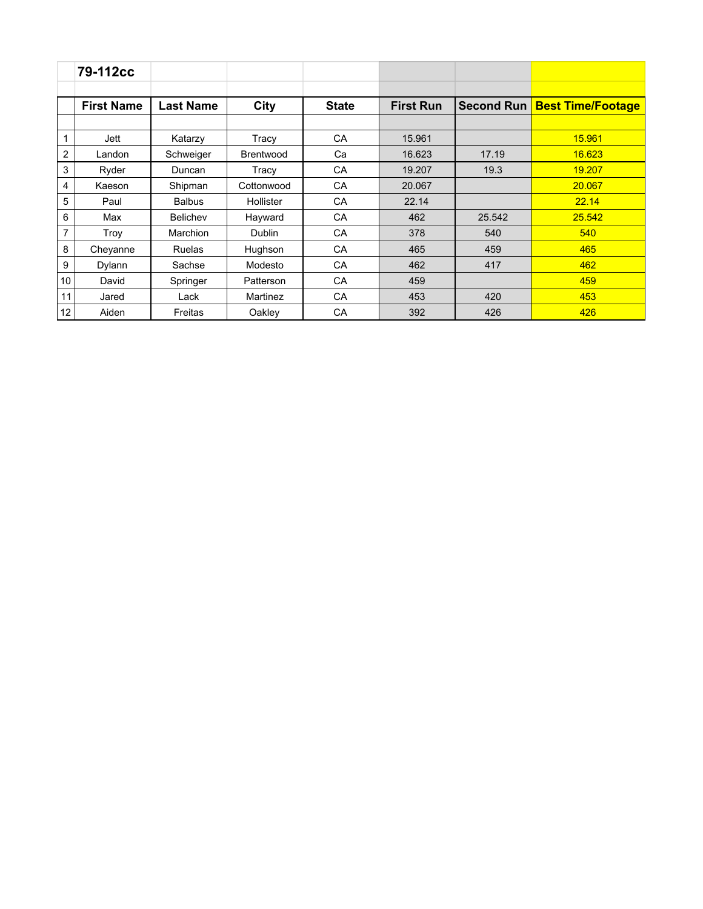| | 79-112cc | | | | | | |
|---|---|---|---|---|---|---|---|
| | **First Name** | **Last Name** | **City** | **State** | **First Run** | **Second Run** | **Best Time/Footage** |
| 1 | Jett | Katarzy | Tracy | CA | 15.961 | | 15.961 |
| 2 | Landon | Schweiger | Brentwood | Ca | 16.623 | 17.19 | 16.623 |
| 3 | Ryder | Duncan | Tracy | CA | 19.207 | 19.3 | 19.207 |
| 4 | Kaeson | Shipman | Cottonwood | CA | 20.067 | | 20.067 |
| 5 | Paul | Balbus | Hollister | CA | 22.14 | | 22.14 |
| 6 | Max | Belichev | Hayward | CA | 462 | 25.542 | 25.542 |
| 7 | Troy | Marchion | Dublin | CA | 378 | 540 | 540 |
| 8 | Cheyanne | Ruelas | Hughson | CA | 465 | 459 | 465 |
| 9 | Dylann | Sachse | Modesto | CA | 462 | 417 | 462 |
| 10 | David | Springer | Patterson | CA | 459 | | 459 |
| 11 | Jared | Lack | Martinez | CA | 453 | 420 | 453 |
| 12 | Aiden | Freitas | Oakley | CA | 392 | 426 | 426 |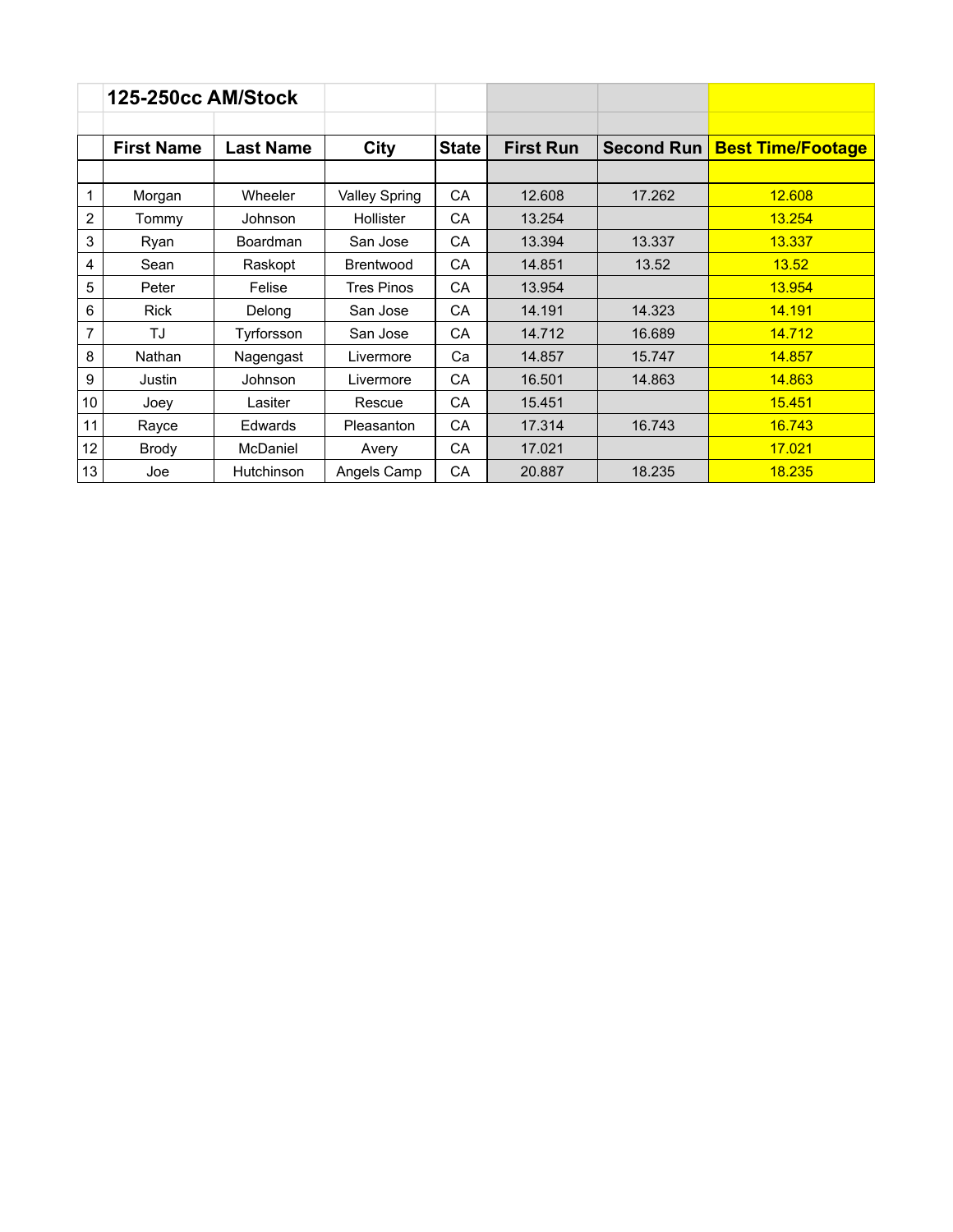## 125-250cc AM/Stock

| | First Name | Last Name | City | State | First Run | Second Run | Best Time/Footage |
|---|---|---|---|---|---|---|---|
| 1 | Morgan | Wheeler | Valley Spring | CA | 12.608 | 17.262 | 12.608 |
| 2 | Tommy | Johnson | Hollister | CA | 13.254 | | 13.254 |
| 3 | Ryan | Boardman | San Jose | CA | 13.394 | 13.337 | 13.337 |
| 4 | Sean | Raskopt | Brentwood | CA | 14.851 | 13.52 | 13.52 |
| 5 | Peter | Felise | Tres Pinos | CA | 13.954 | | 13.954 |
| 6 | Rick | Delong | San Jose | CA | 14.191 | 14.323 | 14.191 |
| 7 | TJ | Tyrforsson | San Jose | CA | 14.712 | 16.689 | 14.712 |
| 8 | Nathan | Nagengast | Livermore | Ca | 14.857 | 15.747 | 14.857 |
| 9 | Justin | Johnson | Livermore | CA | 16.501 | 14.863 | 14.863 |
| 10 | Joey | Lasiter | Rescue | CA | 15.451 | | 15.451 |
| 11 | Rayce | Edwards | Pleasanton | CA | 17.314 | 16.743 | 16.743 |
| 12 | Brody | McDaniel | Avery | CA | 17.021 | | 17.021 |
| 13 | Joe | Hutchinson | Angels Camp | CA | 20.887 | 18.235 | 18.235 |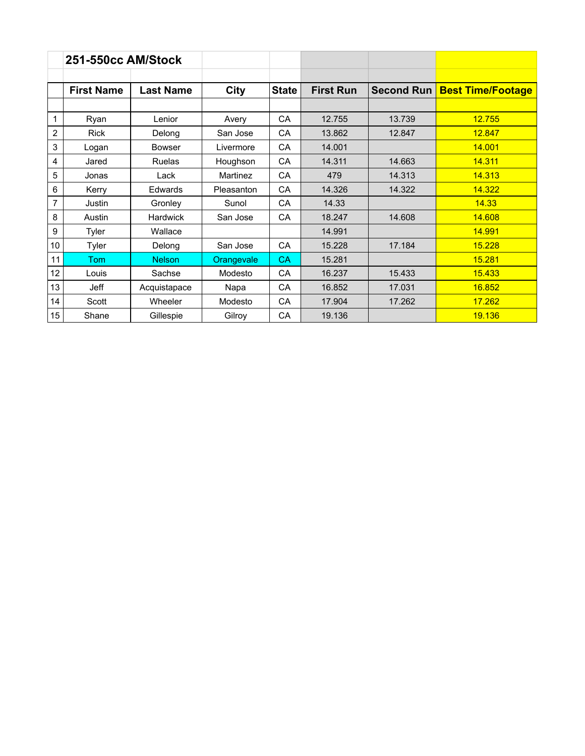## 251-550cc AM/Stock

| | First Name | Last Name | City | State | First Run | Second Run | Best Time/Footage |
|---|---|---|---|---|---|---|---|
| 1 | Ryan | Lenior | Avery | CA | 12.755 | 13.739 | 12.755 |
| 2 | Rick | Delong | San Jose | CA | 13.862 | 12.847 | 12.847 |
| 3 | Logan | Bowser | Livermore | CA | 14.001 | | 14.001 |
| 4 | Jared | Ruelas | Houghson | CA | 14.311 | 14.663 | 14.311 |
| 5 | Jonas | Lack | Martinez | CA | 479 | 14.313 | 14.313 |
| 6 | Kerry | Edwards | Pleasanton | CA | 14.326 | 14.322 | 14.322 |
| 7 | Justin | Gronley | Sunol | CA | 14.33 | | 14.33 |
| 8 | Austin | Hardwick | San Jose | CA | 18.247 | 14.608 | 14.608 |
| 9 | Tyler | Wallace | | | 14.991 | | 14.991 |
| 10 | Tyler | Delong | San Jose | CA | 15.228 | 17.184 | 15.228 |
| 11 | Tom | Nelson | Orangevale | CA | 15.281 | | 15.281 |
| 12 | Louis | Sachse | Modesto | CA | 16.237 | 15.433 | 15.433 |
| 13 | Jeff | Acquistapace | Napa | CA | 16.852 | 17.031 | 16.852 |
| 14 | Scott | Wheeler | Modesto | CA | 17.904 | 17.262 | 17.262 |
| 15 | Shane | Gillespie | Gilroy | CA | 19.136 | | 19.136 |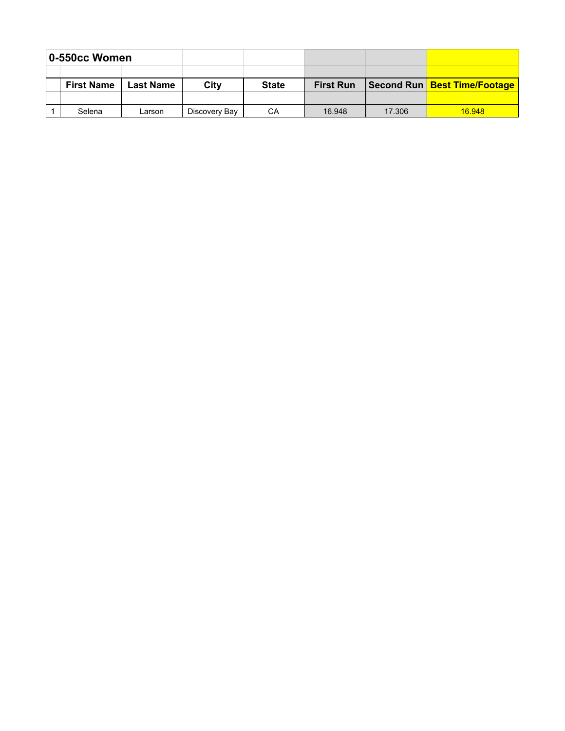## 0-550cc Women

| | First Name | Last Name | City | State | First Run | Second Run | Best Time/Footage |
|---|---|---|---|---|---|---|---|
| 1 | Selena | Larson | Discovery Bay | CA | 16.948 | 17.306 | 16.948 |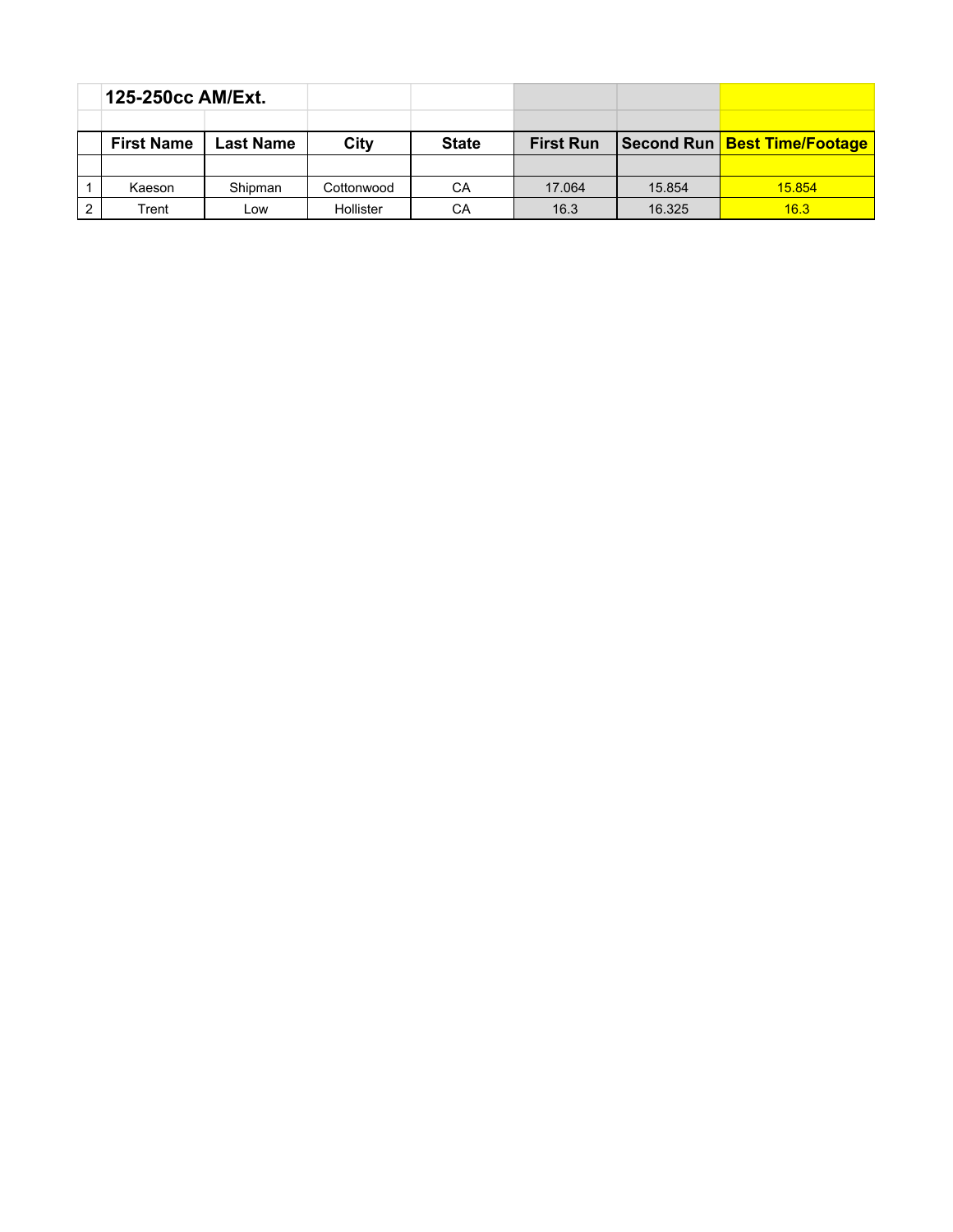## 125-250cc AM/Ext.

| | First Name | Last Name | City | State | First Run | Second Run | Best Time/Footage |
|---|---|---|---|---|---|---|---|
| 1 | Kaeson | Shipman | Cottonwood | CA | 17.064 | 15.854 | 15.854 |
| 2 | Trent | Low | Hollister | CA | 16.3 | 16.325 | 16.3 |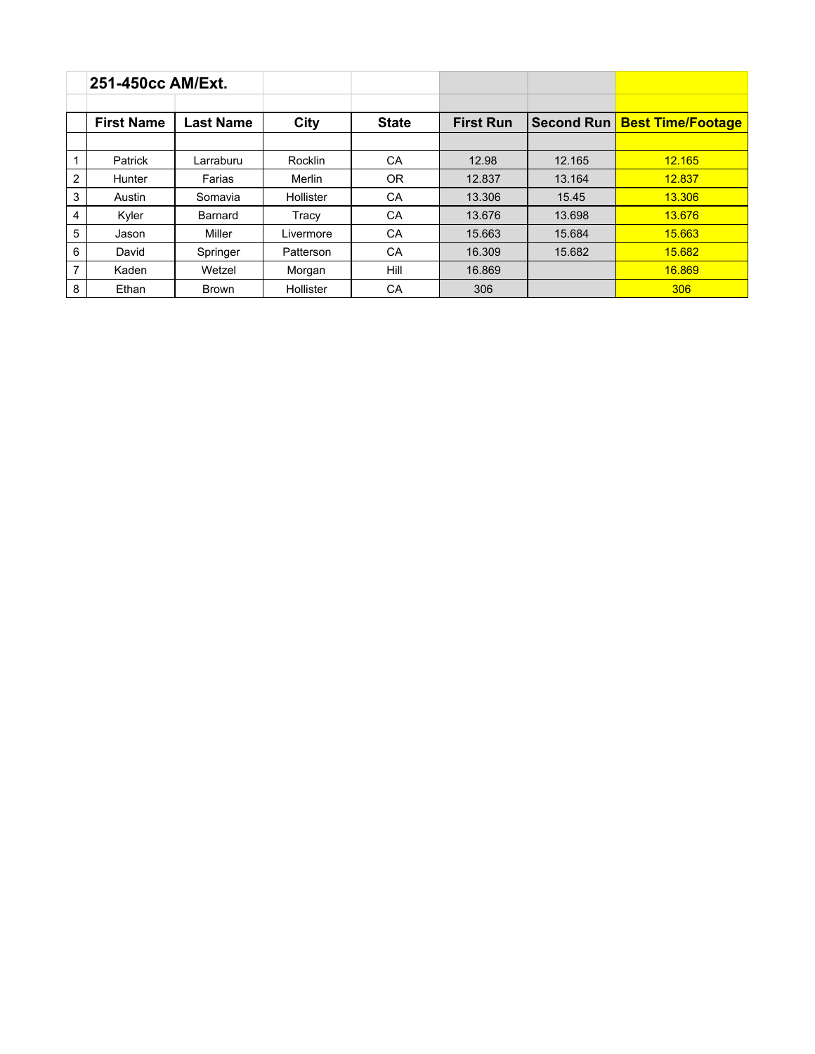## 251-450cc AM/Ext.

| | First Name | Last Name | City | State | First Run | Second Run | Best Time/Footage |
|---|---|---|---|---|---|---|---|
| 1 | Patrick | Larraburu | Rocklin | CA | 12.98 | 12.165 | 12.165 |
| 2 | Hunter | Farias | Merlin | OR | 12.837 | 13.164 | 12.837 |
| 3 | Austin | Somavia | Hollister | CA | 13.306 | 15.45 | 13.306 |
| 4 | Kyler | Barnard | Tracy | CA | 13.676 | 13.698 | 13.676 |
| 5 | Jason | Miller | Livermore | CA | 15.663 | 15.684 | 15.663 |
| 6 | David | Springer | Patterson | CA | 16.309 | 15.682 | 15.682 |
| 7 | Kaden | Wetzel | Morgan | Hill | 16.869 | | 16.869 |
| 8 | Ethan | Brown | Hollister | CA | 306 | | 306 |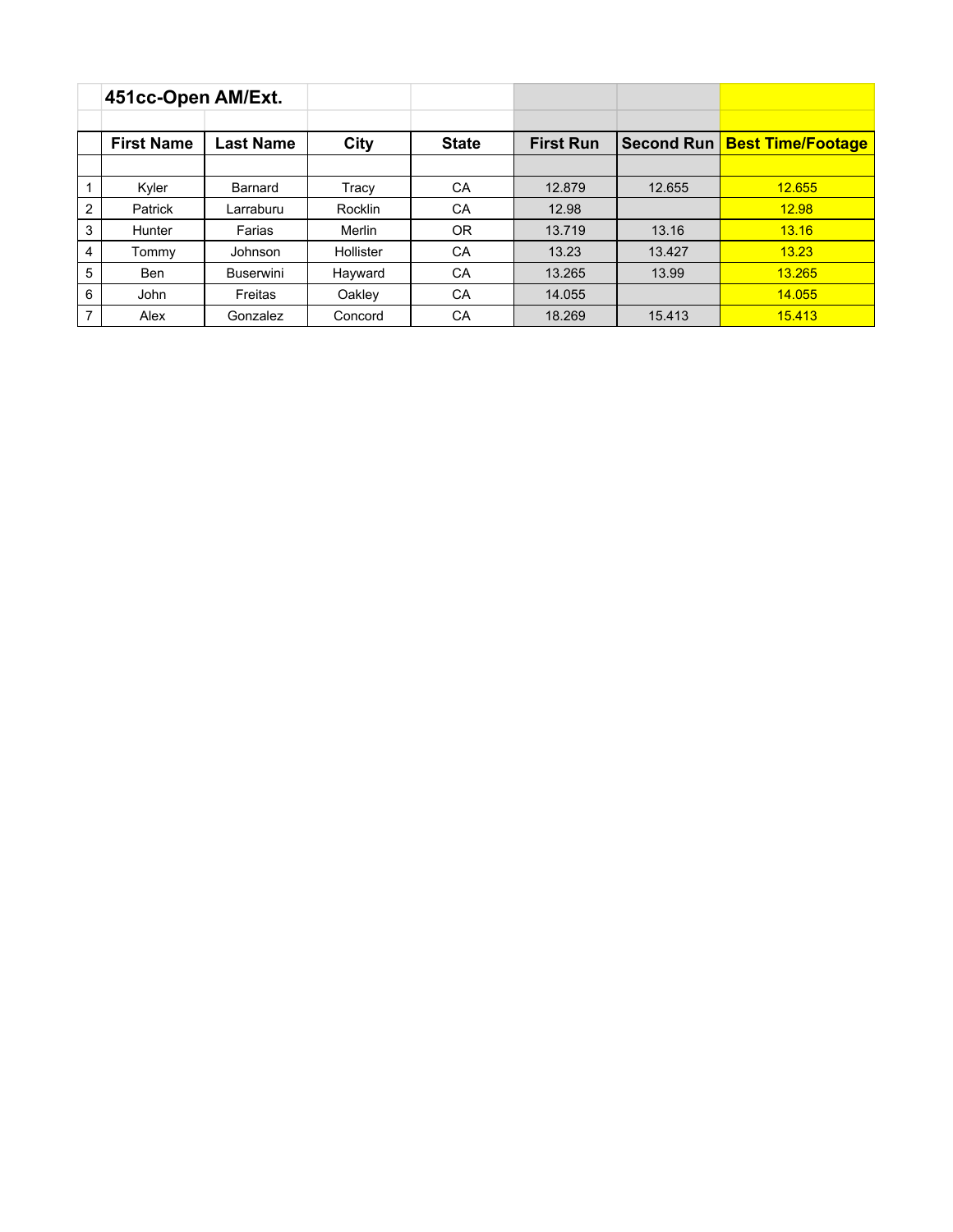## 451cc-Open AM/Ext.

| | First Name | Last Name | City | State | First Run | Second Run | Best Time/Footage |
|---|---|---|---|---|---|---|---|
| 1 | Kyler | Barnard | Tracy | CA | 12.879 | 12.655 | 12.655 |
| 2 | Patrick | Larraburu | Rocklin | CA | 12.98 | | 12.98 |
| 3 | Hunter | Farias | Merlin | OR | 13.719 | 13.16 | 13.16 |
| 4 | Tommy | Johnson | Hollister | CA | 13.23 | 13.427 | 13.23 |
| 5 | Ben | Buserwini | Hayward | CA | 13.265 | 13.99 | 13.265 |
| 6 | John | Freitas | Oakley | CA | 14.055 | | 14.055 |
| 7 | Alex | Gonzalez | Concord | CA | 18.269 | 15.413 | 15.413 |